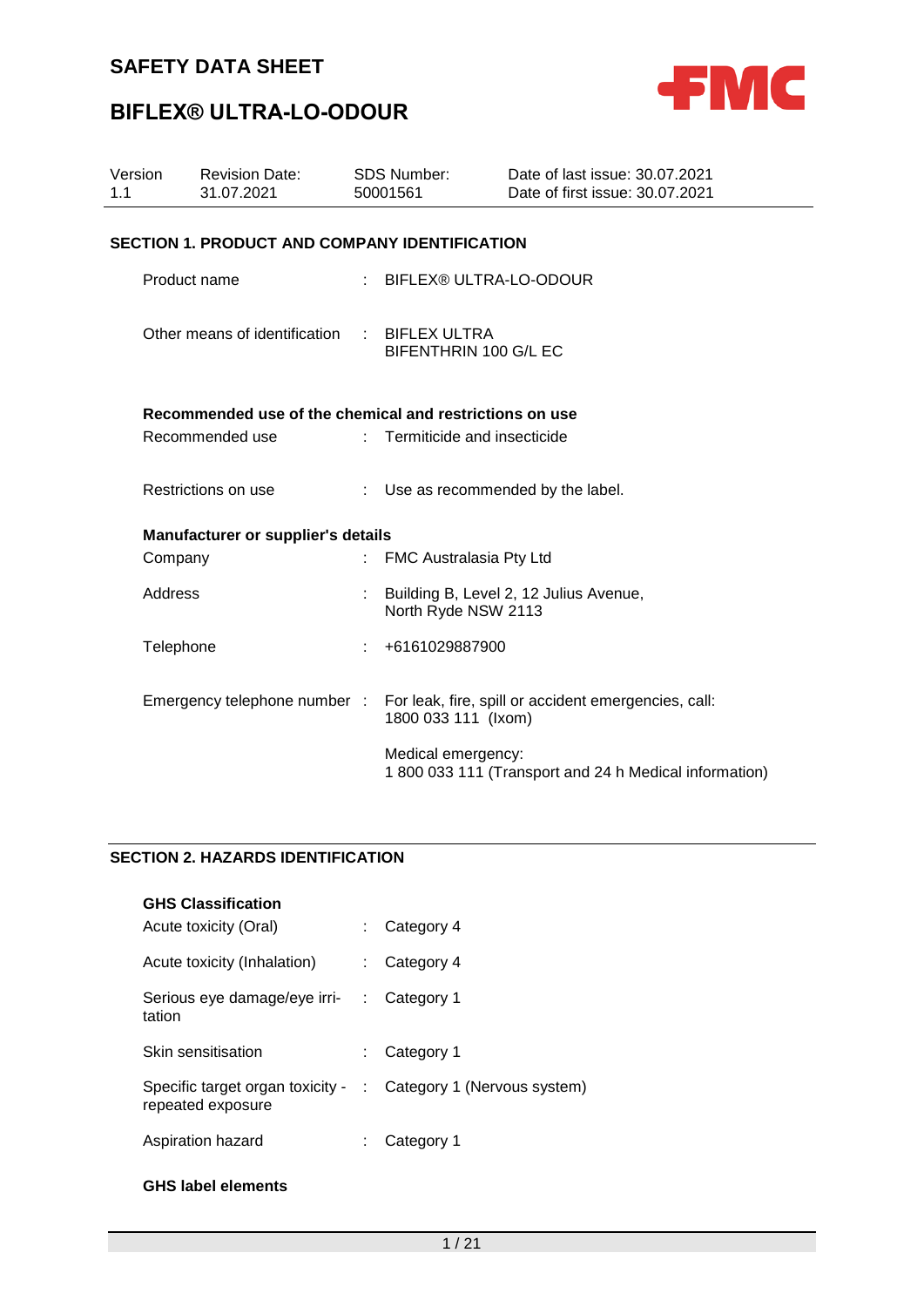# SAFETY DATA SHEET

# BIFLEX® ULTRA-LO-ODOUR

| Version | Revision Date: | SDS Number: | Date of last issue: 30.07.2021 |
|---|---|---|---|
| 1.1 | 31.07.2021 | 50001561 | Date of first issue: 30.07.2021 |

## SECTION 1. PRODUCT AND COMPANY IDENTIFICATION

Product name : BIFLEX® ULTRA-LO-ODOUR

Other means of identification : BIFLEX ULTRA
BIFENTHRIN 100 G/L EC

**Recommended use of the chemical and restrictions on use**

Recommended use : Termiticide and insecticide

Restrictions on use : Use as recommended by the label.

**Manufacturer or supplier's details**

Company : FMC Australasia Pty Ltd

Address : Building B, Level 2, 12 Julius Avenue,
North Ryde NSW 2113

Telephone : +6161029887900

Emergency telephone number : For leak, fire, spill or accident emergencies, call:
1800 033 111 (Ixom)

Medical emergency:
1 800 033 111 (Transport and 24 h Medical information)

## SECTION 2. HAZARDS IDENTIFICATION

**GHS Classification**

Acute toxicity (Oral) : Category 4

Acute toxicity (Inhalation) : Category 4

Serious eye damage/eye irritation : Category 1

Skin sensitisation : Category 1

Specific target organ toxicity - repeated exposure : Category 1 (Nervous system)

Aspiration hazard : Category 1

**GHS label elements**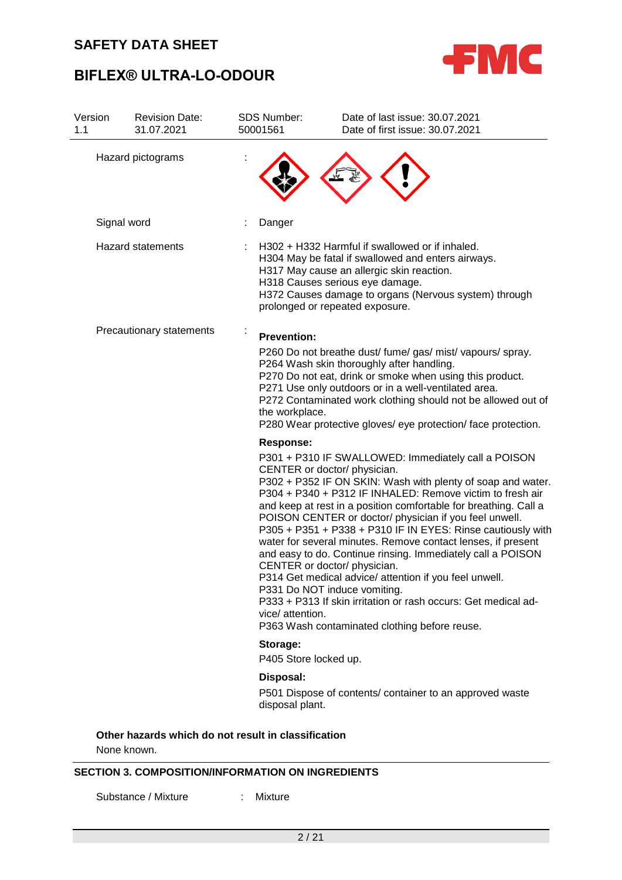Hazard pictograms :

Signal word : Danger

Hazard statements : H302 + H332 Harmful if swallowed or if inhaled.
H304 May be fatal if swallowed and enters airways.
H317 May cause an allergic skin reaction.
H318 Causes serious eye damage.
H372 Causes damage to organs (Nervous system) through prolonged or repeated exposure.

Precautionary statements :

**Prevention:**

P260 Do not breathe dust/ fume/ gas/ mist/ vapours/ spray.
P264 Wash skin thoroughly after handling.
P270 Do not eat, drink or smoke when using this product.
P271 Use only outdoors or in a well-ventilated area.
P272 Contaminated work clothing should not be allowed out of the workplace.
P280 Wear protective gloves/ eye protection/ face protection.

**Response:**

P301 + P310 IF SWALLOWED: Immediately call a POISON CENTER or doctor/ physician.
P302 + P352 IF ON SKIN: Wash with plenty of soap and water.
P304 + P340 + P312 IF INHALED: Remove victim to fresh air and keep at rest in a position comfortable for breathing. Call a POISON CENTER or doctor/ physician if you feel unwell.
P305 + P351 + P338 + P310 IF IN EYES: Rinse cautiously with water for several minutes. Remove contact lenses, if present and easy to do. Continue rinsing. Immediately call a POISON CENTER or doctor/ physician.
P314 Get medical advice/ attention if you feel unwell.
P331 Do NOT induce vomiting.
P333 + P313 If skin irritation or rash occurs: Get medical advice/ attention.
P363 Wash contaminated clothing before reuse.

**Storage:**

P405 Store locked up.

**Disposal:**

P501 Dispose of contents/ container to an approved waste disposal plant.

**Other hazards which do not result in classification**

None known.

## SECTION 3. COMPOSITION/INFORMATION ON INGREDIENTS

Substance / Mixture : Mixture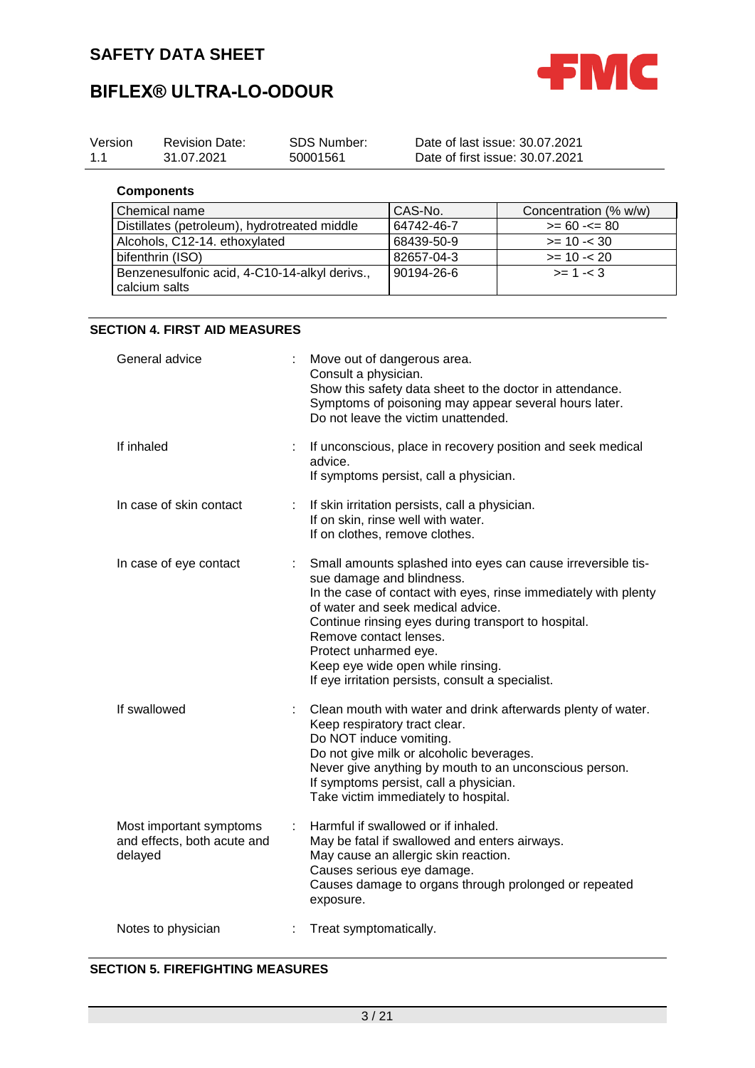**Components**

| Chemical name | CAS-No. | Concentration (% w/w) |
|---|---|---|
| Distillates (petroleum), hydrotreated middle | 64742-46-7 | >= 60 -<= 80 |
| Alcohols, C12-14. ethoxylated | 68439-50-9 | >= 10 -< 30 |
| bifenthrin (ISO) | 82657-04-3 | >= 10 -< 20 |
| Benzenesulfonic acid, 4-C10-14-alkyl derivs., calcium salts | 90194-26-6 | >= 1 -< 3 |

## SECTION 4. FIRST AID MEASURES

General advice : Move out of dangerous area.
Consult a physician.
Show this safety data sheet to the doctor in attendance.
Symptoms of poisoning may appear several hours later.
Do not leave the victim unattended.

If inhaled : If unconscious, place in recovery position and seek medical advice.
If symptoms persist, call a physician.

In case of skin contact : If skin irritation persists, call a physician.
If on skin, rinse well with water.
If on clothes, remove clothes.

In case of eye contact : Small amounts splashed into eyes can cause irreversible tissue damage and blindness.
In the case of contact with eyes, rinse immediately with plenty of water and seek medical advice.
Continue rinsing eyes during transport to hospital.
Remove contact lenses.
Protect unharmed eye.
Keep eye wide open while rinsing.
If eye irritation persists, consult a specialist.

If swallowed : Clean mouth with water and drink afterwards plenty of water.
Keep respiratory tract clear.
Do NOT induce vomiting.
Do not give milk or alcoholic beverages.
Never give anything by mouth to an unconscious person.
If symptoms persist, call a physician.
Take victim immediately to hospital.

Most important symptoms and effects, both acute and delayed : Harmful if swallowed or if inhaled.
May be fatal if swallowed and enters airways.
May cause an allergic skin reaction.
Causes serious eye damage.
Causes damage to organs through prolonged or repeated exposure.

Notes to physician : Treat symptomatically.

## SECTION 5. FIREFIGHTING MEASURES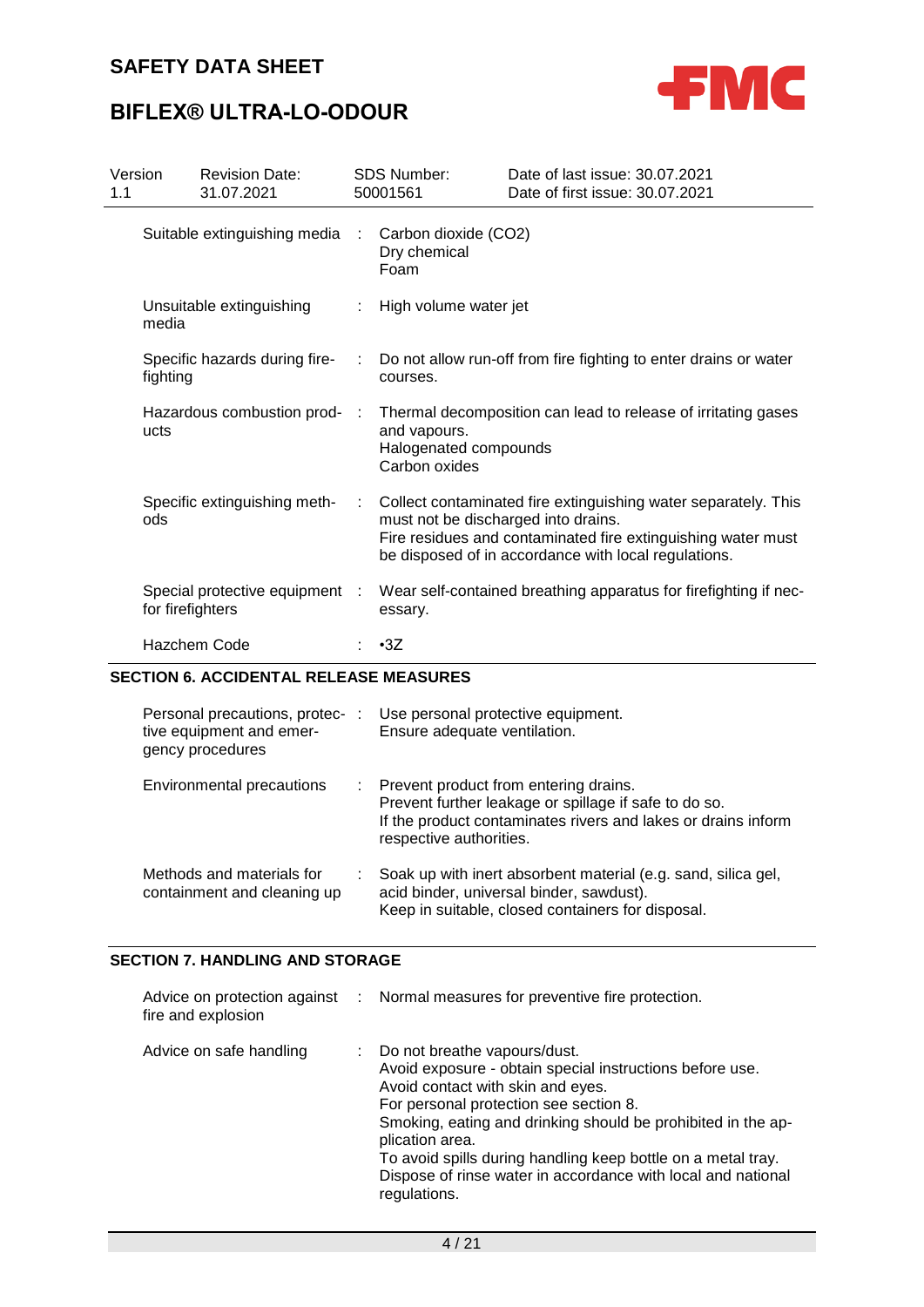| Suitable extinguishing media | : | Carbon dioxide ($CO_2$)<br>Dry chemical<br>Foam |
|---|---|---|
| Unsuitable extinguishing media | : | High volume water jet |
| Specific hazards during fire-fighting | : | Do not allow run-off from fire fighting to enter drains or water courses. |
| Hazardous combustion products | : | Thermal decomposition can lead to release of irritating gases and vapours.<br>Halogenated compounds<br>Carbon oxides |
| Specific extinguishing methods | : | Collect contaminated fire extinguishing water separately. This must not be discharged into drains.<br>Fire residues and contaminated fire extinguishing water must be disposed of in accordance with local regulations. |
| Special protective equipment for firefighters | : | Wear self-contained breathing apparatus for firefighting if necessary. |
| Hazchem Code | : | •3Z |

## SECTION 6. ACCIDENTAL RELEASE MEASURES

| Personal precautions, protective equipment and emergency procedures | : | Use personal protective equipment.<br>Ensure adequate ventilation. |
|---|---|---|
| Environmental precautions | : | Prevent product from entering drains.<br>Prevent further leakage or spillage if safe to do so.<br>If the product contaminates rivers and lakes or drains inform respective authorities. |
| Methods and materials for containment and cleaning up | : | Soak up with inert absorbent material (e.g. sand, silica gel, acid binder, universal binder, sawdust).<br>Keep in suitable, closed containers for disposal. |

## SECTION 7. HANDLING AND STORAGE

| Advice on protection against fire and explosion | : | Normal measures for preventive fire protection. |
|---|---|---|
| Advice on safe handling | : | Do not breathe vapours/dust.<br>Avoid exposure - obtain special instructions before use.<br>Avoid contact with skin and eyes.<br>For personal protection see section 8.<br>Smoking, eating and drinking should be prohibited in the application area.<br>To avoid spills during handling keep bottle on a metal tray.<br>Dispose of rinse water in accordance with local and national regulations. |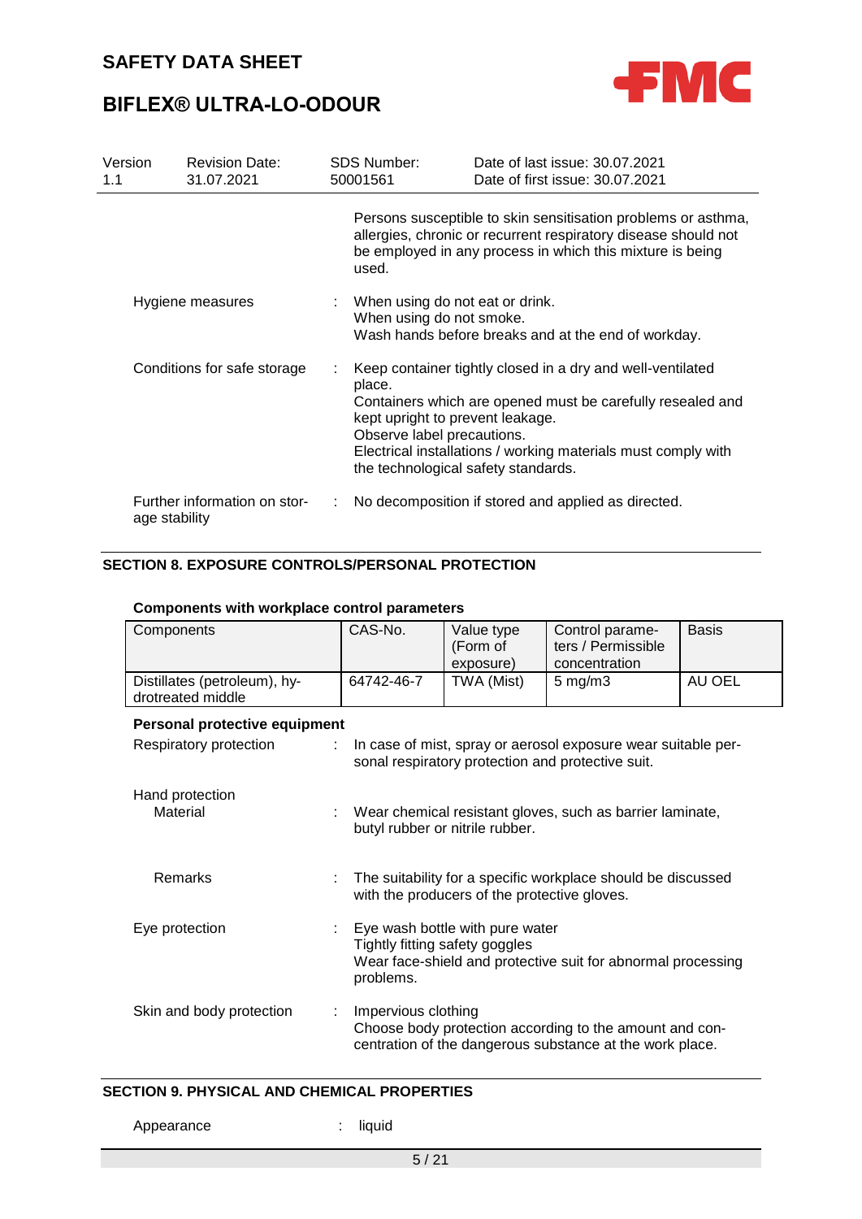Persons susceptible to skin sensitisation problems or asthma, allergies, chronic or recurrent respiratory disease should not be employed in any process in which this mixture is being used.

Hygiene measures : When using do not eat or drink.
When using do not smoke.
Wash hands before breaks and at the end of workday.

Conditions for safe storage : Keep container tightly closed in a dry and well-ventilated place.
Containers which are opened must be carefully resealed and kept upright to prevent leakage.
Observe label precautions.
Electrical installations / working materials must comply with the technological safety standards.

Further information on storage stability : No decomposition if stored and applied as directed.

## SECTION 8. EXPOSURE CONTROLS/PERSONAL PROTECTION

**Components with workplace control parameters**

| Components | CAS-No. | Value type (Form of exposure) | Control parameters / Permissible concentration | Basis |
|---|---|---|---|---|
| Distillates (petroleum), hydrotreated middle | 64742-46-7 | TWA (Mist) | 5 mg/m3 | AU OEL |

**Personal protective equipment**

Respiratory protection : In case of mist, spray or aerosol exposure wear suitable personal respiratory protection and protective suit.

Hand protection
Material : Wear chemical resistant gloves, such as barrier laminate, butyl rubber or nitrile rubber.

Remarks : The suitability for a specific workplace should be discussed with the producers of the protective gloves.

Eye protection : Eye wash bottle with pure water
Tightly fitting safety goggles
Wear face-shield and protective suit for abnormal processing problems.

Skin and body protection : Impervious clothing
Choose body protection according to the amount and concentration of the dangerous substance at the work place.

## SECTION 9. PHYSICAL AND CHEMICAL PROPERTIES

Appearance : liquid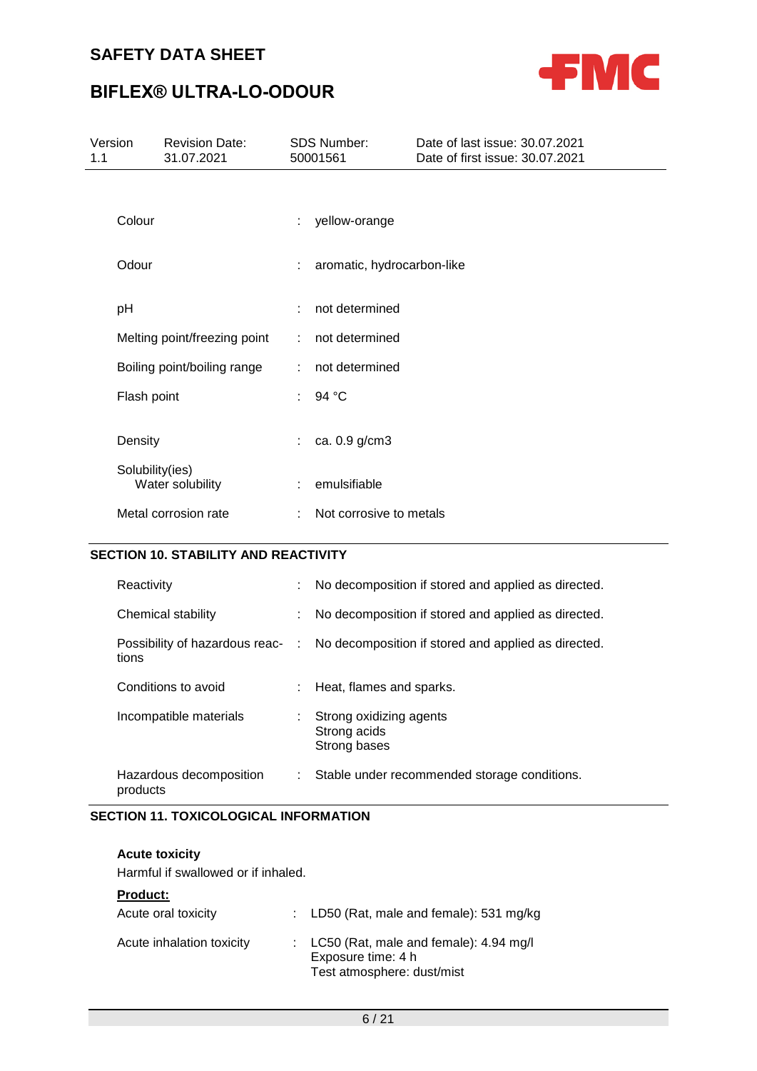| | |
|---|---|
| Colour | : yellow-orange |
| Odour | : aromatic, hydrocarbon-like |
| pH | : not determined |
| Melting point/freezing point | : not determined |
| Boiling point/boiling range | : not determined |
| Flash point | : 94 °C |
| Density | : ca. 0.9 g/cm3 |
| Solubility(ies)<br>Water solubility | : emulsifiable |
| Metal corrosion rate | : Not corrosive to metals |

## SECTION 10. STABILITY AND REACTIVITY

| | |
|---|---|
| Reactivity | : No decomposition if stored and applied as directed. |
| Chemical stability | : No decomposition if stored and applied as directed. |
| Possibility of hazardous reactions | : No decomposition if stored and applied as directed. |
| Conditions to avoid | : Heat, flames and sparks. |
| Incompatible materials | : Strong oxidizing agents<br>Strong acids<br>Strong bases |
| Hazardous decomposition products | : Stable under recommended storage conditions. |

## SECTION 11. TOXICOLOGICAL INFORMATION

**Acute toxicity**

Harmful if swallowed or if inhaled.

**Product:**

| | |
|---|---|
| Acute oral toxicity | : LD50 (Rat, male and female): 531 mg/kg |
| Acute inhalation toxicity | : LC50 (Rat, male and female): 4.94 mg/l<br>Exposure time: 4 h<br>Test atmosphere: dust/mist |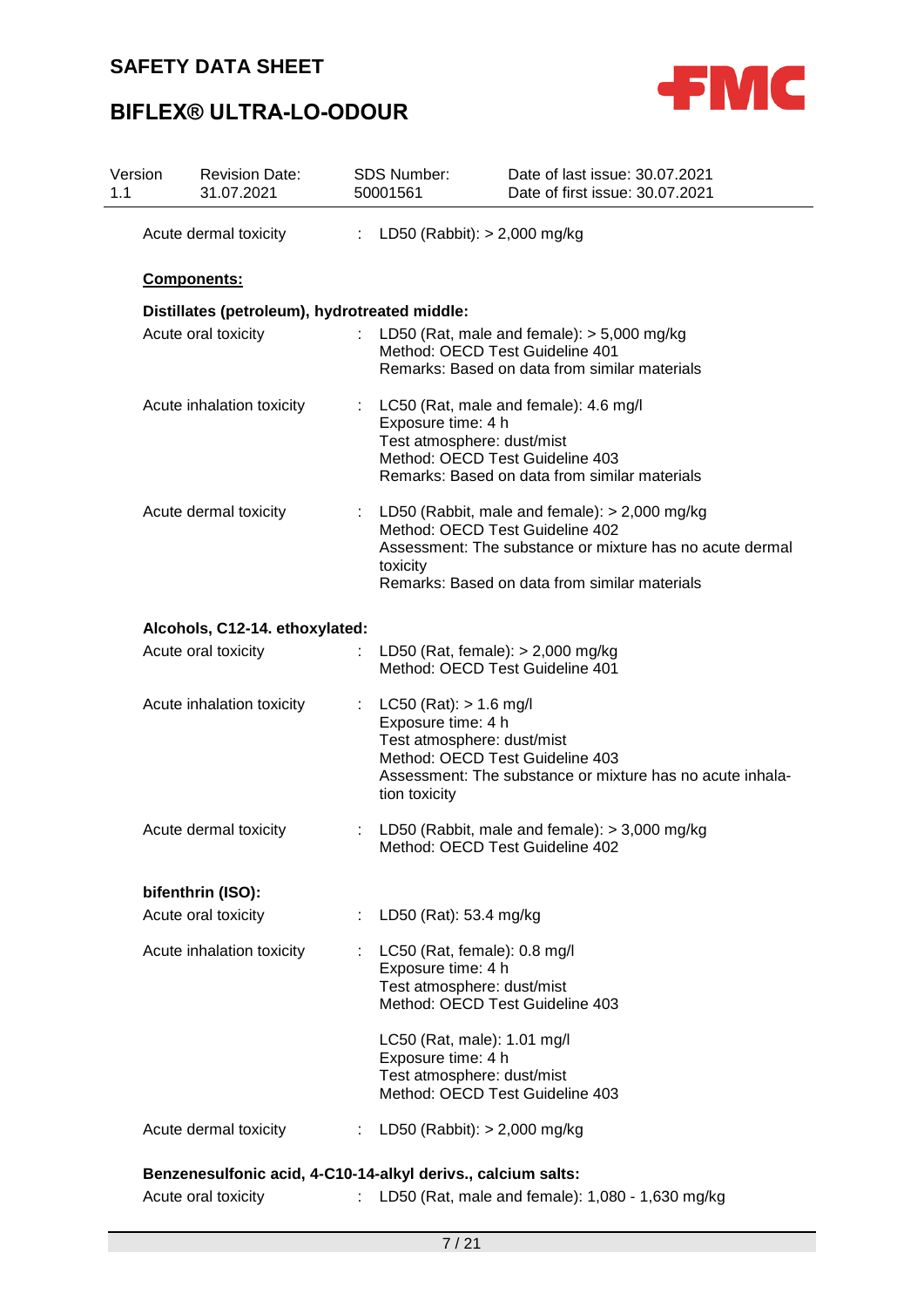Acute dermal toxicity : LD50 (Rabbit): > 2,000 mg/kg

**Components:**

**Distillates (petroleum), hydrotreated middle:**

Acute oral toxicity : LD50 (Rat, male and female): > 5,000 mg/kg
Method: OECD Test Guideline 401
Remarks: Based on data from similar materials

Acute inhalation toxicity : LC50 (Rat, male and female): 4.6 mg/l
Exposure time: 4 h
Test atmosphere: dust/mist
Method: OECD Test Guideline 403
Remarks: Based on data from similar materials

Acute dermal toxicity : LD50 (Rabbit, male and female): > 2,000 mg/kg
Method: OECD Test Guideline 402
Assessment: The substance or mixture has no acute dermal toxicity
Remarks: Based on data from similar materials

**Alcohols, C12-14. ethoxylated:**

Acute oral toxicity : LD50 (Rat, female): > 2,000 mg/kg
Method: OECD Test Guideline 401

Acute inhalation toxicity : LC50 (Rat): > 1.6 mg/l
Exposure time: 4 h
Test atmosphere: dust/mist
Method: OECD Test Guideline 403
Assessment: The substance or mixture has no acute inhalation toxicity

Acute dermal toxicity : LD50 (Rabbit, male and female): > 3,000 mg/kg
Method: OECD Test Guideline 402

**bifenthrin (ISO):**

Acute oral toxicity : LD50 (Rat): 53.4 mg/kg

Acute inhalation toxicity : LC50 (Rat, female): 0.8 mg/l
Exposure time: 4 h
Test atmosphere: dust/mist
Method: OECD Test Guideline 403

LC50 (Rat, male): 1.01 mg/l
Exposure time: 4 h
Test atmosphere: dust/mist
Method: OECD Test Guideline 403

Acute dermal toxicity : LD50 (Rabbit): > 2,000 mg/kg

**Benzenesulfonic acid, 4-C10-14-alkyl derivs., calcium salts:**

Acute oral toxicity : LD50 (Rat, male and female): 1,080 - 1,630 mg/kg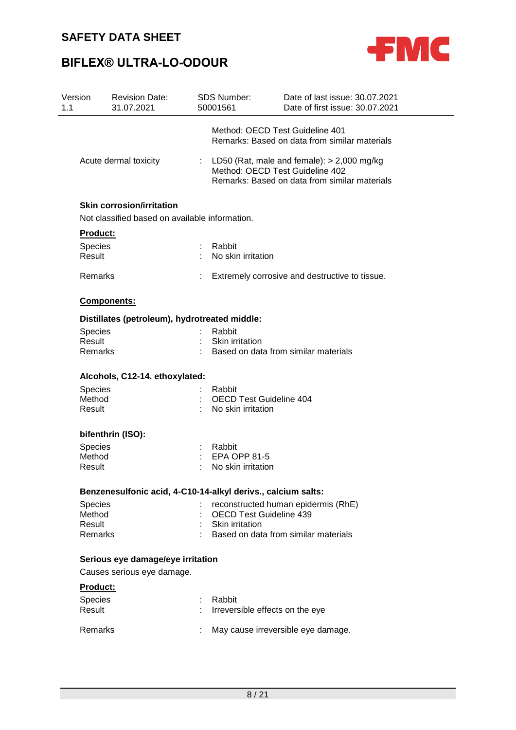Method: OECD Test Guideline 401
Remarks: Based on data from similar materials

Acute dermal toxicity : LD50 (Rat, male and female): > 2,000 mg/kg
Method: OECD Test Guideline 402
Remarks: Based on data from similar materials

**Skin corrosion/irritation**

Not classified based on available information.

**Product:**

Species : Rabbit
Result : No skin irritation

Remarks : Extremely corrosive and destructive to tissue.

**Components:**

**Distillates (petroleum), hydrotreated middle:**

Species : Rabbit
Result : Skin irritation
Remarks : Based on data from similar materials

**Alcohols, C12-14. ethoxylated:**

Species : Rabbit
Method : OECD Test Guideline 404
Result : No skin irritation

**bifenthrin (ISO):**

Species : Rabbit
Method : EPA OPP 81-5
Result : No skin irritation

**Benzenesulfonic acid, 4-C10-14-alkyl derivs., calcium salts:**

Species : reconstructed human epidermis (RhE)
Method : OECD Test Guideline 439
Result : Skin irritation
Remarks : Based on data from similar materials

**Serious eye damage/eye irritation**

Causes serious eye damage.

**Product:**

Species : Rabbit
Result : Irreversible effects on the eye

Remarks : May cause irreversible eye damage.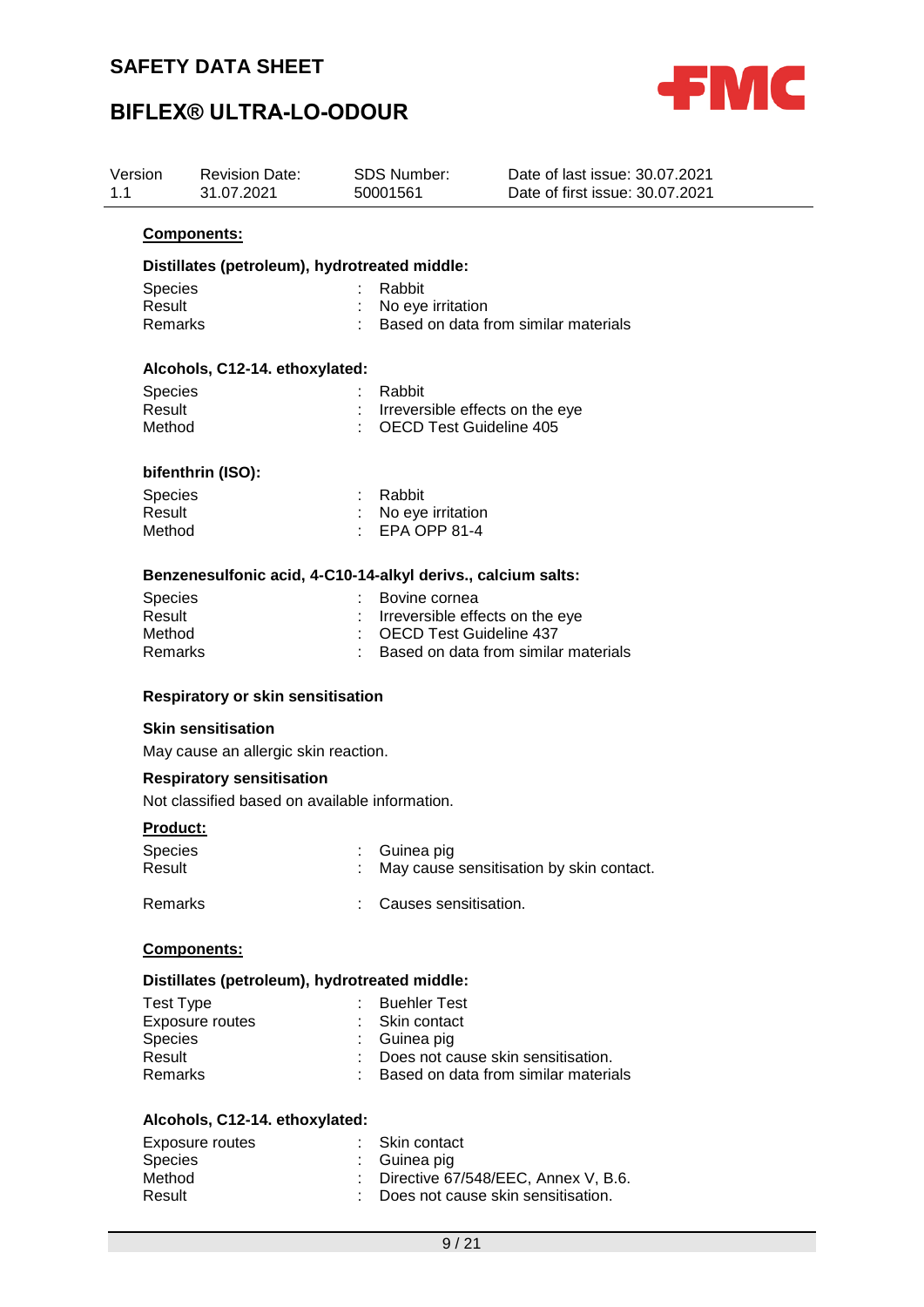**Components:**

**Distillates (petroleum), hydrotreated middle:**

Species : Rabbit
Result : No eye irritation
Remarks : Based on data from similar materials

**Alcohols, C12-14. ethoxylated:**

Species : Rabbit
Result : Irreversible effects on the eye
Method : OECD Test Guideline 405

**bifenthrin (ISO):**

Species : Rabbit
Result : No eye irritation
Method : EPA OPP 81-4

**Benzenesulfonic acid, 4-C10-14-alkyl derivs., calcium salts:**

Species : Bovine cornea
Result : Irreversible effects on the eye
Method : OECD Test Guideline 437
Remarks : Based on data from similar materials

**Respiratory or skin sensitisation**

**Skin sensitisation**

May cause an allergic skin reaction.

**Respiratory sensitisation**

Not classified based on available information.

**Product:**

Species : Guinea pig
Result : May cause sensitisation by skin contact.

Remarks : Causes sensitisation.

**Components:**

**Distillates (petroleum), hydrotreated middle:**

Test Type : Buehler Test
Exposure routes : Skin contact
Species : Guinea pig
Result : Does not cause skin sensitisation.
Remarks : Based on data from similar materials

**Alcohols, C12-14. ethoxylated:**

Exposure routes : Skin contact
Species : Guinea pig
Method : Directive 67/548/EEC, Annex V, B.6.
Result : Does not cause skin sensitisation.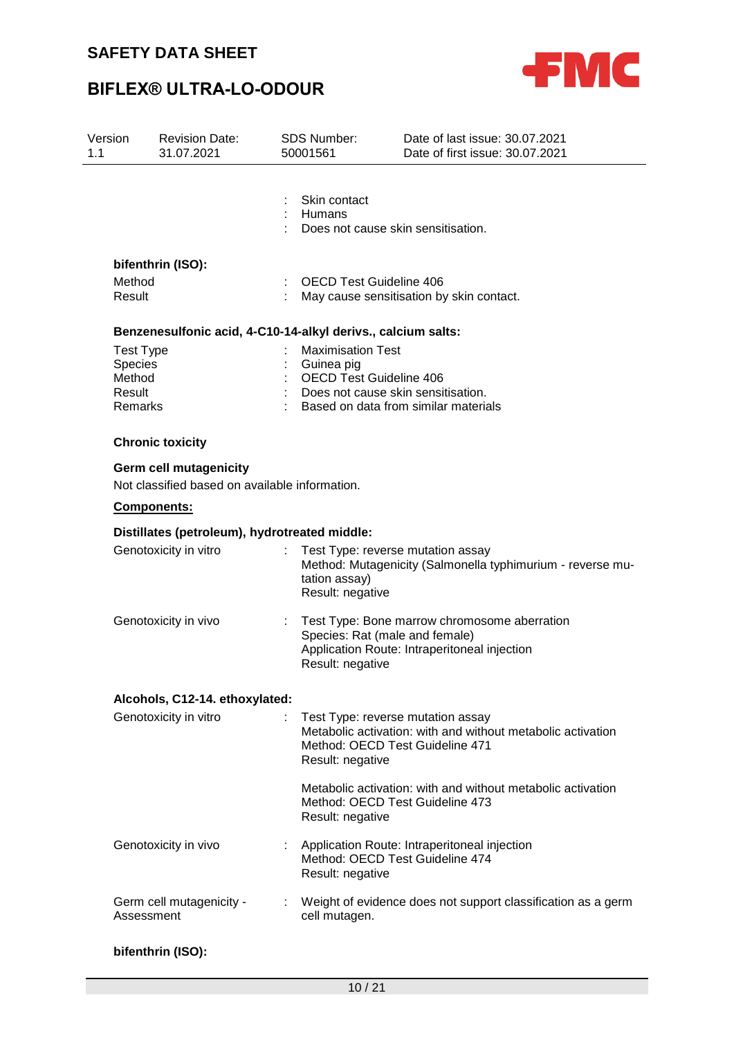: Skin contact
: Humans
: Does not cause skin sensitisation.

**bifenthrin (ISO):**

| | | |
|---|---|---|
| Method | : | OECD Test Guideline 406 |
| Result | : | May cause sensitisation by skin contact. |

**Benzenesulfonic acid, 4-C10-14-alkyl derivs., calcium salts:**

| | | |
|---|---|---|
| Test Type | : | Maximisation Test |
| Species | : | Guinea pig |
| Method | : | OECD Test Guideline 406 |
| Result | : | Does not cause skin sensitisation. |
| Remarks | : | Based on data from similar materials |

**Chronic toxicity**

**Germ cell mutagenicity**

Not classified based on available information.

**Components:**

**Distillates (petroleum), hydrotreated middle:**

| | | |
|---|---|---|
| Genotoxicity in vitro | : | Test Type: reverse mutation assay<br>Method: Mutagenicity (Salmonella typhimurium - reverse mutation assay)<br>Result: negative |
| Genotoxicity in vivo | : | Test Type: Bone marrow chromosome aberration<br>Species: Rat (male and female)<br>Application Route: Intraperitoneal injection<br>Result: negative |

**Alcohols, C12-14. ethoxylated:**

| | | |
|---|---|---|
| Genotoxicity in vitro | : | Test Type: reverse mutation assay<br>Metabolic activation: with and without metabolic activation<br>Method: OECD Test Guideline 471<br>Result: negative<br><br>Metabolic activation: with and without metabolic activation<br>Method: OECD Test Guideline 473<br>Result: negative |
| Genotoxicity in vivo | : | Application Route: Intraperitoneal injection<br>Method: OECD Test Guideline 474<br>Result: negative |
| Germ cell mutagenicity - Assessment | : | Weight of evidence does not support classification as a germ cell mutagen. |

**bifenthrin (ISO):**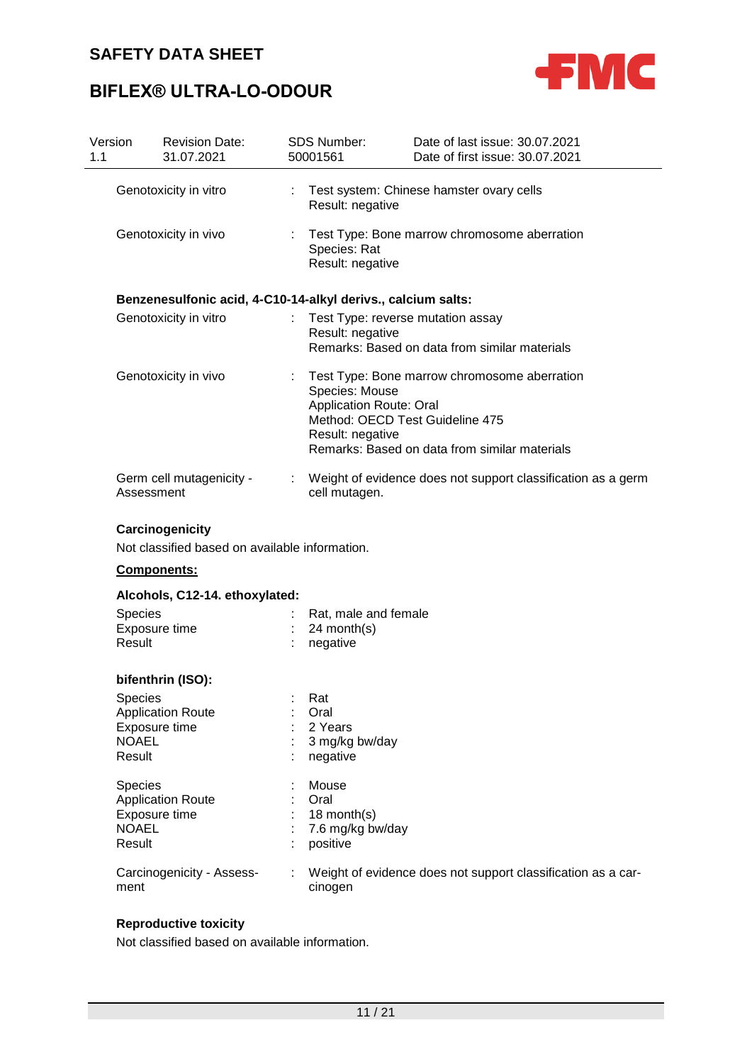| | | |
|---|---|---|
| Genotoxicity in vitro | : | Test system: Chinese hamster ovary cells<br>Result: negative |
| Genotoxicity in vivo | : | Test Type: Bone marrow chromosome aberration<br>Species: Rat<br>Result: negative |

**Benzenesulfonic acid, 4-C10-14-alkyl derivs., calcium salts:**

| | | |
|---|---|---|
| Genotoxicity in vitro | : | Test Type: reverse mutation assay<br>Result: negative<br>Remarks: Based on data from similar materials |
| Genotoxicity in vivo | : | Test Type: Bone marrow chromosome aberration<br>Species: Mouse<br>Application Route: Oral<br>Method: OECD Test Guideline 475<br>Result: negative<br>Remarks: Based on data from similar materials |
| Germ cell mutagenicity - Assessment | : | Weight of evidence does not support classification as a germ cell mutagen. |

**Carcinogenicity**

Not classified based on available information.

**Components:**

**Alcohols, C12-14. ethoxylated:**

| | | |
|---|---|---|
| Species | : | Rat, male and female |
| Exposure time | : | 24 month(s) |
| Result | : | negative |

**bifenthrin (ISO):**

| | | |
|---|---|---|
| Species | : | Rat |
| Application Route | : | Oral |
| Exposure time | : | 2 Years |
| NOAEL | : | 3 mg/kg bw/day |
| Result | : | negative |

| | | |
|---|---|---|
| Species | : | Mouse |
| Application Route | : | Oral |
| Exposure time | : | 18 month(s) |
| NOAEL | : | 7.6 mg/kg bw/day |
| Result | : | positive |

| | | |
|---|---|---|
| Carcinogenicity - Assessment | : | Weight of evidence does not support classification as a carcinogen |

**Reproductive toxicity**

Not classified based on available information.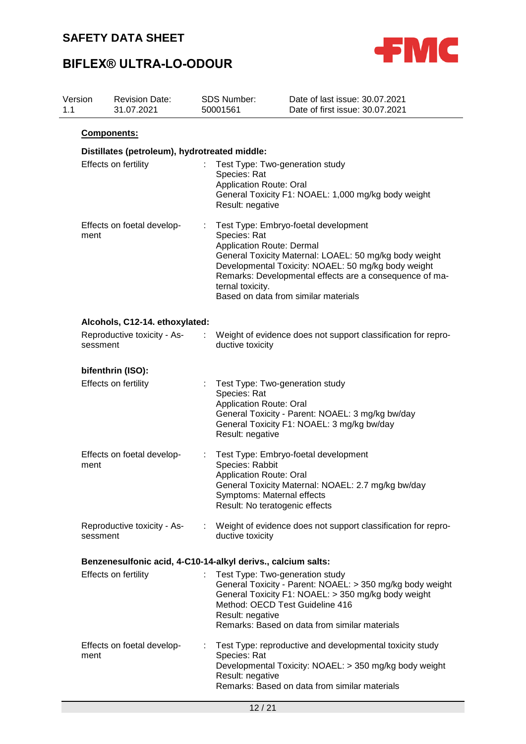**Components:**

**Distillates (petroleum), hydrotreated middle:**

Effects on fertility : Test Type: Two-generation study
Species: Rat
Application Route: Oral
General Toxicity F1: NOAEL: 1,000 mg/kg body weight
Result: negative

Effects on foetal development : Test Type: Embryo-foetal development
Species: Rat
Application Route: Dermal
General Toxicity Maternal: LOAEL: 50 mg/kg body weight
Developmental Toxicity: NOAEL: 50 mg/kg body weight
Remarks: Developmental effects are a consequence of maternal toxicity.
Based on data from similar materials

**Alcohols, C12-14. ethoxylated:**

Reproductive toxicity - Assessment : Weight of evidence does not support classification for reproductive toxicity

**bifenthrin (ISO):**

Effects on fertility : Test Type: Two-generation study
Species: Rat
Application Route: Oral
General Toxicity - Parent: NOAEL: 3 mg/kg bw/day
General Toxicity F1: NOAEL: 3 mg/kg bw/day
Result: negative

Effects on foetal development : Test Type: Embryo-foetal development
Species: Rabbit
Application Route: Oral
General Toxicity Maternal: NOAEL: 2.7 mg/kg bw/day
Symptoms: Maternal effects
Result: No teratogenic effects

Reproductive toxicity - Assessment : Weight of evidence does not support classification for reproductive toxicity

**Benzenesulfonic acid, 4-C10-14-alkyl derivs., calcium salts:**

Effects on fertility : Test Type: Two-generation study
General Toxicity - Parent: NOAEL: > 350 mg/kg body weight
General Toxicity F1: NOAEL: > 350 mg/kg body weight
Method: OECD Test Guideline 416
Result: negative
Remarks: Based on data from similar materials

Effects on foetal development : Test Type: reproductive and developmental toxicity study
Species: Rat
Developmental Toxicity: NOAEL: > 350 mg/kg body weight
Result: negative
Remarks: Based on data from similar materials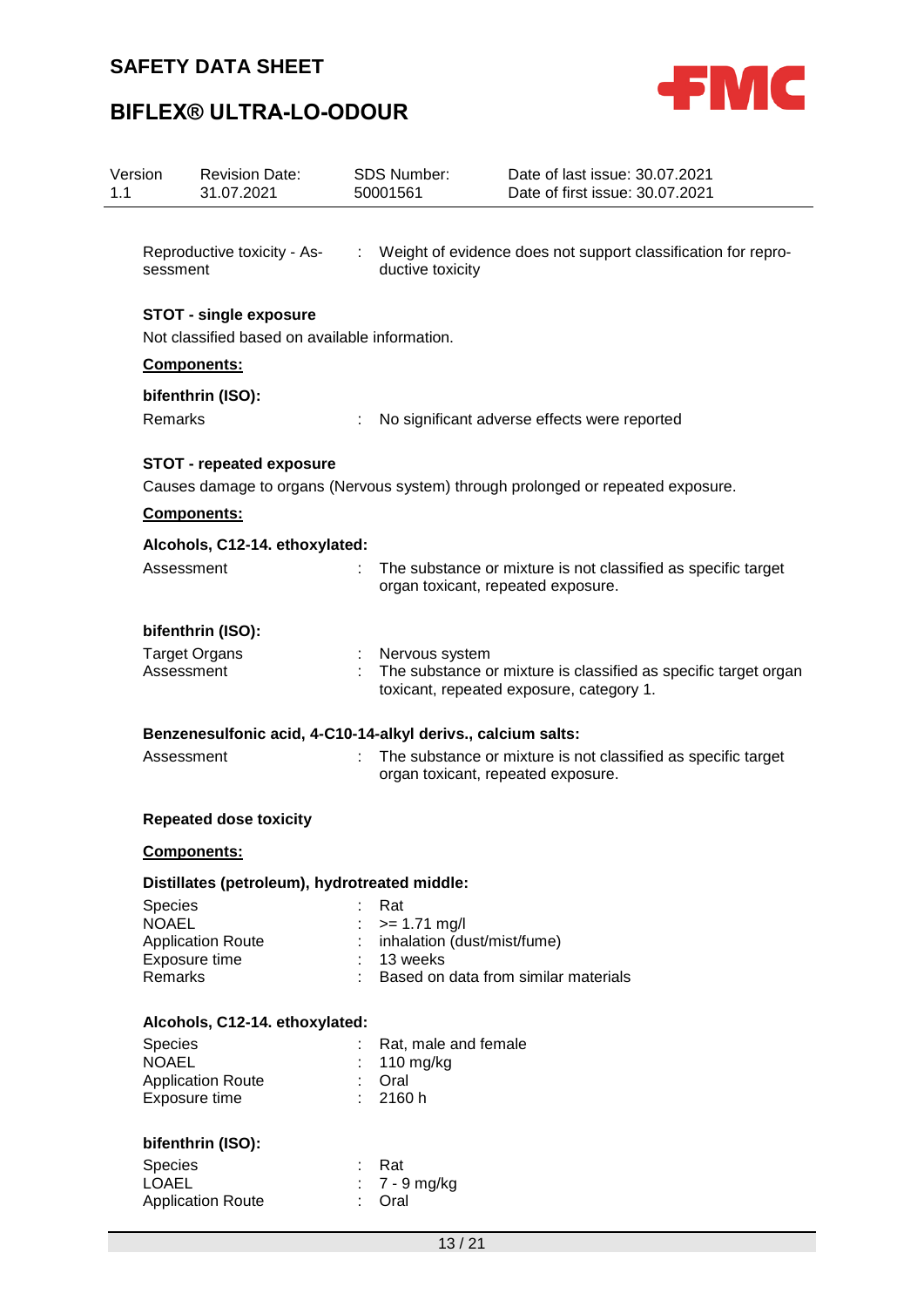Reproductive toxicity - Assessment : Weight of evidence does not support classification for reproductive toxicity

**STOT - single exposure**

Not classified based on available information.

**Components:**

**bifenthrin (ISO):**

Remarks : No significant adverse effects were reported

**STOT - repeated exposure**

Causes damage to organs (Nervous system) through prolonged or repeated exposure.

**Components:**

**Alcohols, C12-14. ethoxylated:**

Assessment : The substance or mixture is not classified as specific target organ toxicant, repeated exposure.

**bifenthrin (ISO):**

Target Organs : Nervous system
Assessment : The substance or mixture is classified as specific target organ toxicant, repeated exposure, category 1.

**Benzenesulfonic acid, 4-C10-14-alkyl derivs., calcium salts:**

Assessment : The substance or mixture is not classified as specific target organ toxicant, repeated exposure.

**Repeated dose toxicity**

**Components:**

**Distillates (petroleum), hydrotreated middle:**

Species : Rat
NOAEL : >= 1.71 mg/l
Application Route : inhalation (dust/mist/fume)
Exposure time : 13 weeks
Remarks : Based on data from similar materials

**Alcohols, C12-14. ethoxylated:**

Species : Rat, male and female
NOAEL : 110 mg/kg
Application Route : Oral
Exposure time : 2160 h

**bifenthrin (ISO):**

Species : Rat
LOAEL : 7 - 9 mg/kg
Application Route : Oral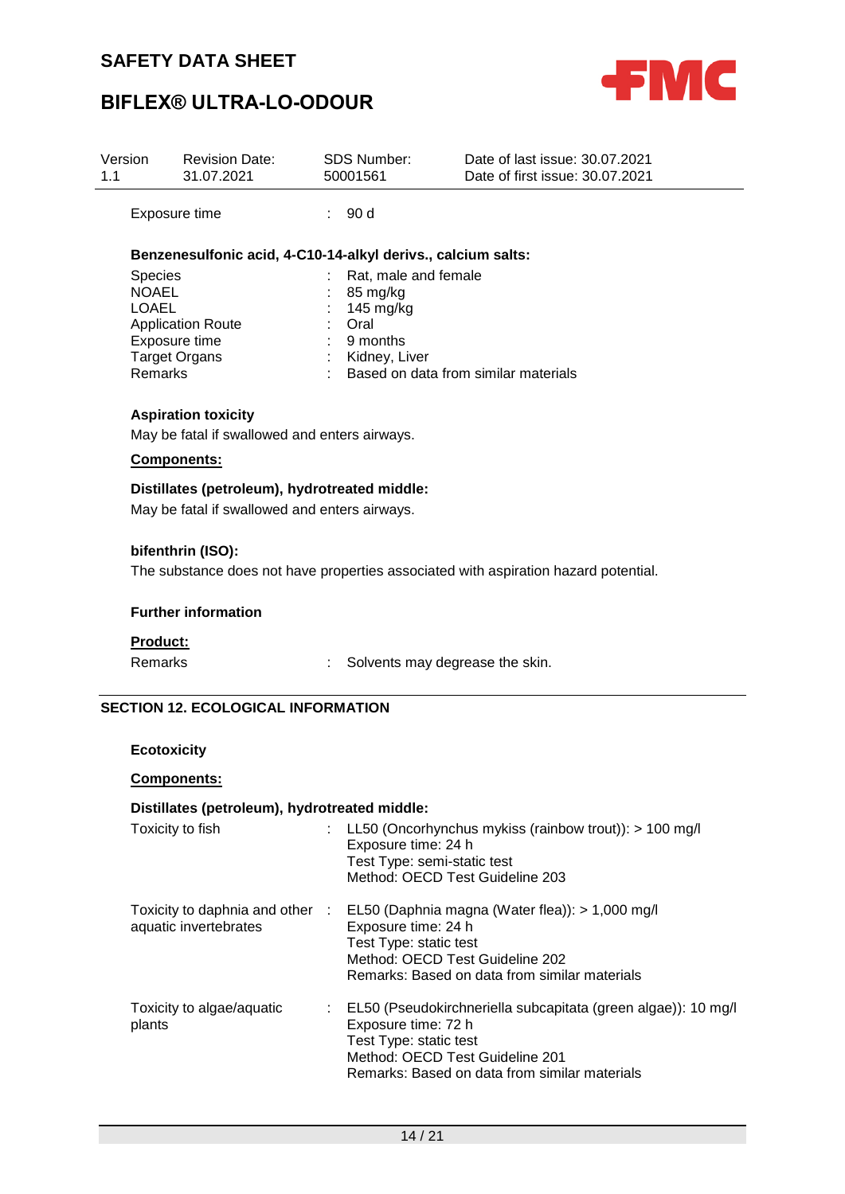Exposure time : 90 d

**Benzenesulfonic acid, 4-C10-14-alkyl derivs., calcium salts:**

| | | |
|---|---|---|
| Species | : | Rat, male and female |
| NOAEL | : | 85 mg/kg |
| LOAEL | : | 145 mg/kg |
| Application Route | : | Oral |
| Exposure time | : | 9 months |
| Target Organs | : | Kidney, Liver |
| Remarks | : | Based on data from similar materials |

**Aspiration toxicity**

May be fatal if swallowed and enters airways.

**Components:**

**Distillates (petroleum), hydrotreated middle:**

May be fatal if swallowed and enters airways.

**bifenthrin (ISO):**

The substance does not have properties associated with aspiration hazard potential.

**Further information**

**Product:**

Remarks : Solvents may degrease the skin.

## SECTION 12. ECOLOGICAL INFORMATION

**Ecotoxicity**

**Components:**

**Distillates (petroleum), hydrotreated middle:**

| | | |
|---|---|---|
| Toxicity to fish | : | LL50 (Oncorhynchus mykiss (rainbow trout)): > 100 mg/l<br>Exposure time: 24 h<br>Test Type: semi-static test<br>Method: OECD Test Guideline 203 |
| Toxicity to daphnia and other aquatic invertebrates | : | EL50 (Daphnia magna (Water flea)): > 1,000 mg/l<br>Exposure time: 24 h<br>Test Type: static test<br>Method: OECD Test Guideline 202<br>Remarks: Based on data from similar materials |
| Toxicity to algae/aquatic plants | : | EL50 (Pseudokirchneriella subcapitata (green algae)): 10 mg/l<br>Exposure time: 72 h<br>Test Type: static test<br>Method: OECD Test Guideline 201<br>Remarks: Based on data from similar materials |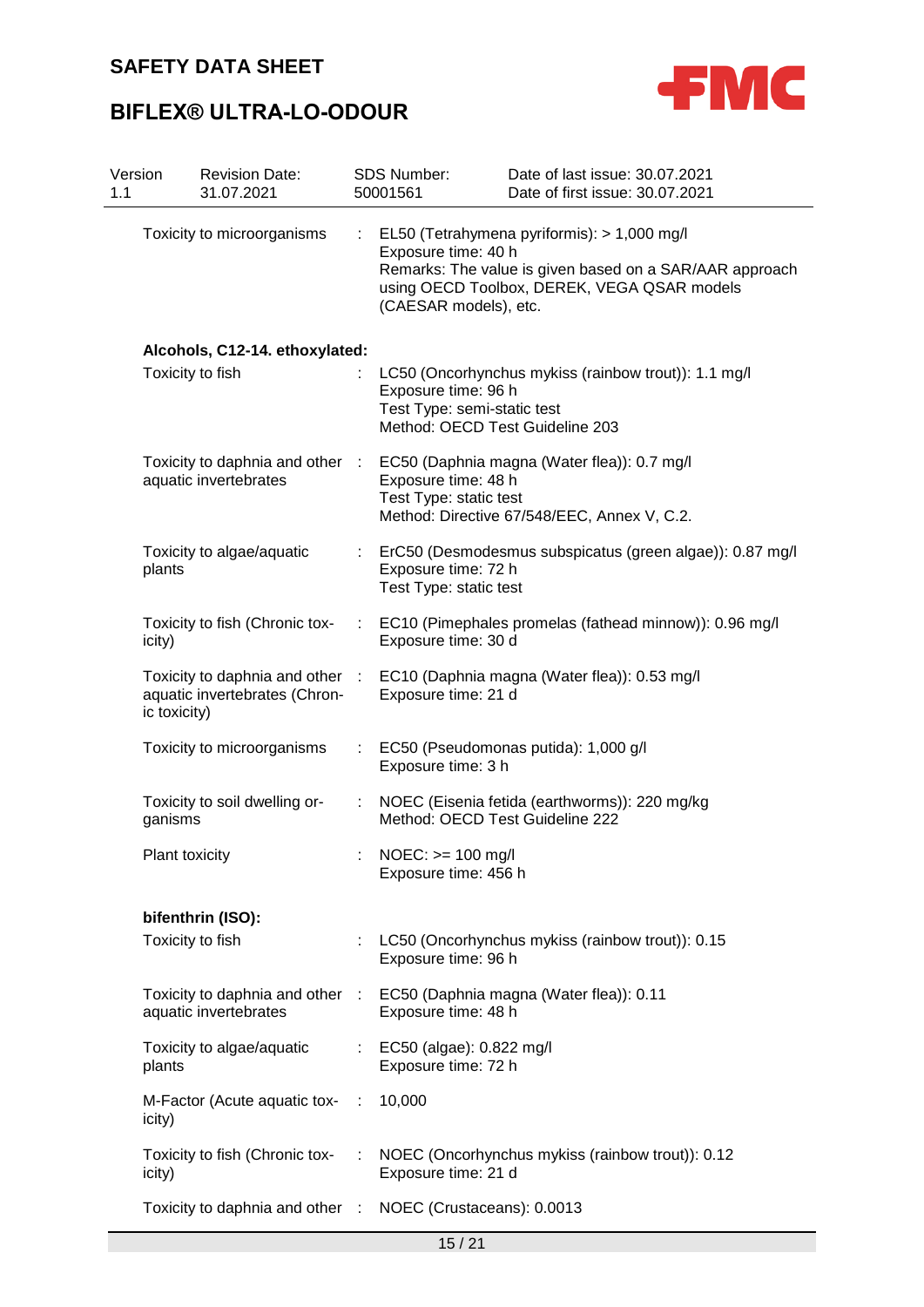| | | |
|---|---|---|
| Toxicity to microorganisms | : | EL50 (Tetrahymena pyriformis): > 1,000 mg/l<br>Exposure time: 40 h<br>Remarks: The value is given based on a SAR/AAR approach using OECD Toolbox, DEREK, VEGA QSAR models (CAESAR models), etc. |

**Alcohols, C12-14. ethoxylated:**

| | | |
|---|---|---|
| Toxicity to fish | : | LC50 (Oncorhynchus mykiss (rainbow trout)): 1.1 mg/l<br>Exposure time: 96 h<br>Test Type: semi-static test<br>Method: OECD Test Guideline 203 |
| Toxicity to daphnia and other aquatic invertebrates | : | EC50 (Daphnia magna (Water flea)): 0.7 mg/l<br>Exposure time: 48 h<br>Test Type: static test<br>Method: Directive 67/548/EEC, Annex V, C.2. |
| Toxicity to algae/aquatic plants | : | ErC50 (Desmodesmus subspicatus (green algae)): 0.87 mg/l<br>Exposure time: 72 h<br>Test Type: static test |
| Toxicity to fish (Chronic toxicity) | : | EC10 (Pimephales promelas (fathead minnow)): 0.96 mg/l<br>Exposure time: 30 d |
| Toxicity to daphnia and other aquatic invertebrates (Chronic toxicity) | : | EC10 (Daphnia magna (Water flea)): 0.53 mg/l<br>Exposure time: 21 d |
| Toxicity to microorganisms | : | EC50 (Pseudomonas putida): 1,000 g/l<br>Exposure time: 3 h |
| Toxicity to soil dwelling organisms | : | NOEC (Eisenia fetida (earthworms)): 220 mg/kg<br>Method: OECD Test Guideline 222 |
| Plant toxicity | : | NOEC: >= 100 mg/l<br>Exposure time: 456 h |

**bifenthrin (ISO):**

| | | |
|---|---|---|
| Toxicity to fish | : | LC50 (Oncorhynchus mykiss (rainbow trout)): 0.15<br>Exposure time: 96 h |
| Toxicity to daphnia and other aquatic invertebrates | : | EC50 (Daphnia magna (Water flea)): 0.11<br>Exposure time: 48 h |
| Toxicity to algae/aquatic plants | : | EC50 (algae): 0.822 mg/l<br>Exposure time: 72 h |
| M-Factor (Acute aquatic toxicity) | : | 10,000 |
| Toxicity to fish (Chronic toxicity) | : | NOEC (Oncorhynchus mykiss (rainbow trout)): 0.12<br>Exposure time: 21 d |
| Toxicity to daphnia and other | : | NOEC (Crustaceans): 0.0013 |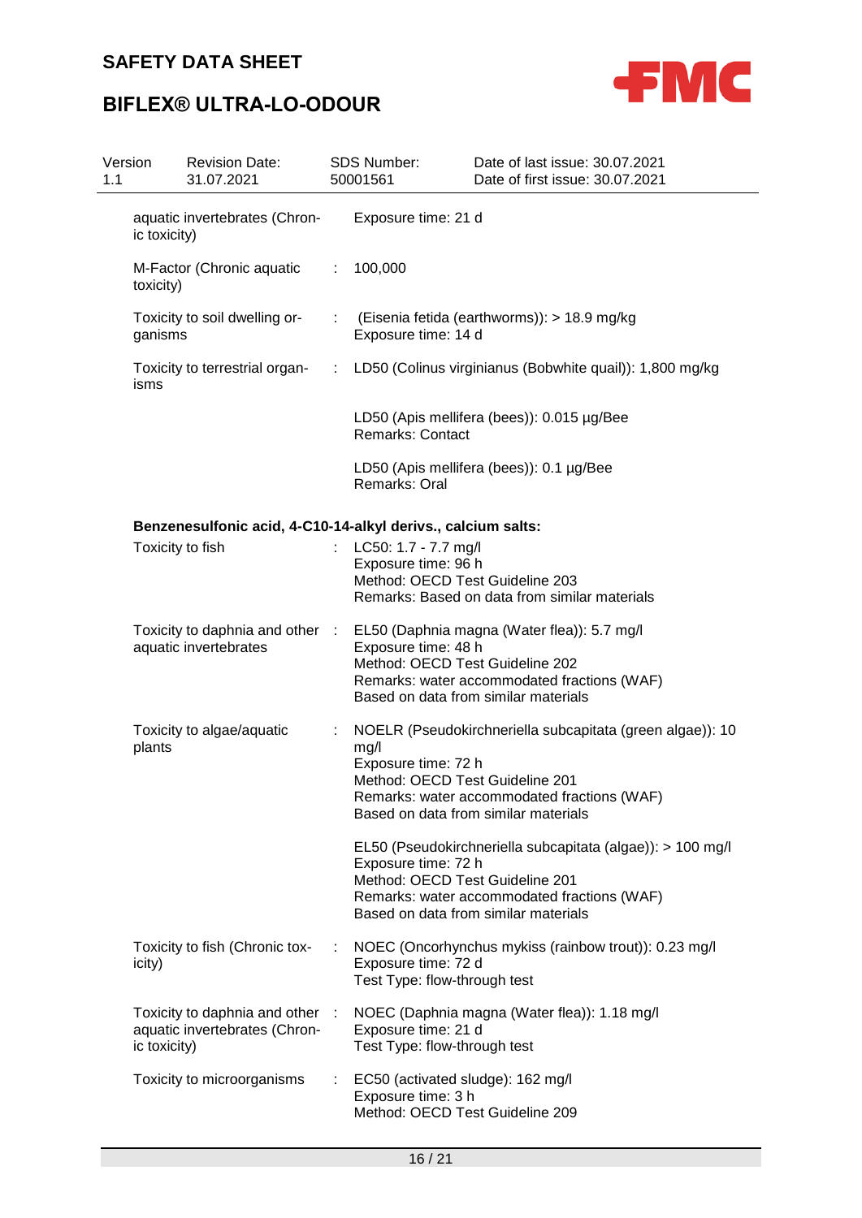| | | |
|---|---|---|
| aquatic invertebrates (Chronic toxicity) | | Exposure time: 21 d |
| M-Factor (Chronic aquatic toxicity) | : | 100,000 |
| Toxicity to soil dwelling organisms | : | (Eisenia fetida (earthworms)): > 18.9 mg/kg<br>Exposure time: 14 d |
| Toxicity to terrestrial organisms | : | LD50 (Colinus virginianus (Bobwhite quail)): 1,800 mg/kg |
| | | LD50 (Apis mellifera (bees)): 0.015 µg/Bee<br>Remarks: Contact |
| | | LD50 (Apis mellifera (bees)): 0.1 µg/Bee<br>Remarks: Oral |

**Benzenesulfonic acid, 4-C10-14-alkyl derivs., calcium salts:**

| | | |
|---|---|---|
| Toxicity to fish | : | LC50: 1.7 - 7.7 mg/l<br>Exposure time: 96 h<br>Method: OECD Test Guideline 203<br>Remarks: Based on data from similar materials |
| Toxicity to daphnia and other aquatic invertebrates | : | EL50 (Daphnia magna (Water flea)): 5.7 mg/l<br>Exposure time: 48 h<br>Method: OECD Test Guideline 202<br>Remarks: water accommodated fractions (WAF)<br>Based on data from similar materials |
| Toxicity to algae/aquatic plants | : | NOELR (Pseudokirchneriella subcapitata (green algae)): 10 mg/l<br>Exposure time: 72 h<br>Method: OECD Test Guideline 201<br>Remarks: water accommodated fractions (WAF)<br>Based on data from similar materials |
| | | EL50 (Pseudokirchneriella subcapitata (algae)): > 100 mg/l<br>Exposure time: 72 h<br>Method: OECD Test Guideline 201<br>Remarks: water accommodated fractions (WAF)<br>Based on data from similar materials |
| Toxicity to fish (Chronic toxicity) | : | NOEC (Oncorhynchus mykiss (rainbow trout)): 0.23 mg/l<br>Exposure time: 72 d<br>Test Type: flow-through test |
| Toxicity to daphnia and other aquatic invertebrates (Chronic toxicity) | : | NOEC (Daphnia magna (Water flea)): 1.18 mg/l<br>Exposure time: 21 d<br>Test Type: flow-through test |
| Toxicity to microorganisms | : | EC50 (activated sludge): 162 mg/l<br>Exposure time: 3 h<br>Method: OECD Test Guideline 209 |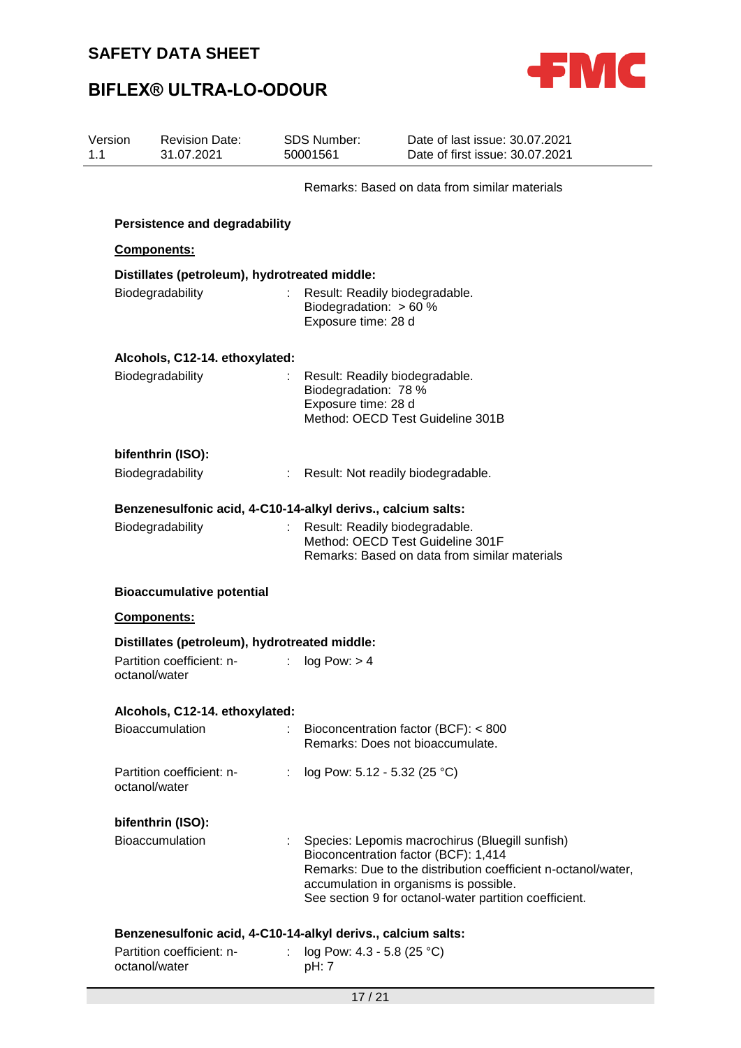Remarks: Based on data from similar materials

**Persistence and degradability**

**Components:**

**Distillates (petroleum), hydrotreated middle:**

Biodegradability : Result: Readily biodegradable.
Biodegradation: > 60 %
Exposure time: 28 d

**Alcohols, C12-14. ethoxylated:**

Biodegradability : Result: Readily biodegradable.
Biodegradation: 78 %
Exposure time: 28 d
Method: OECD Test Guideline 301B

**bifenthrin (ISO):**

Biodegradability : Result: Not readily biodegradable.

**Benzenesulfonic acid, 4-C10-14-alkyl derivs., calcium salts:**

Biodegradability : Result: Readily biodegradable.
Method: OECD Test Guideline 301F
Remarks: Based on data from similar materials

**Bioaccumulative potential**

**Components:**

**Distillates (petroleum), hydrotreated middle:**

Partition coefficient: n-octanol/water : log Pow: > 4

**Alcohols, C12-14. ethoxylated:**

Bioaccumulation : Bioconcentration factor (BCF): < 800
Remarks: Does not bioaccumulate.

Partition coefficient: n-octanol/water : log Pow: 5.12 - 5.32 (25 °C)

**bifenthrin (ISO):**

Bioaccumulation : Species: Lepomis macrochirus (Bluegill sunfish)
Bioconcentration factor (BCF): 1,414
Remarks: Due to the distribution coefficient n-octanol/water, accumulation in organisms is possible.
See section 9 for octanol-water partition coefficient.

**Benzenesulfonic acid, 4-C10-14-alkyl derivs., calcium salts:**

Partition coefficient: n-octanol/water : log Pow: 4.3 - 5.8 (25 °C)
pH: 7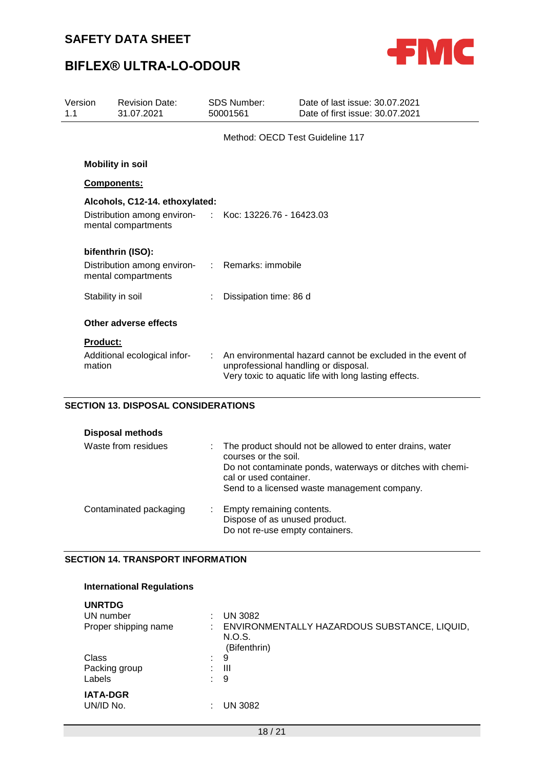Method: OECD Test Guideline 117

**Mobility in soil**

**Components:**

**Alcohols, C12-14. ethoxylated:**

Distribution among environmental compartments : Koc: 13226.76 - 16423.03

**bifenthrin (ISO):**

Distribution among environmental compartments : Remarks: immobile

Stability in soil : Dissipation time: 86 d

**Other adverse effects**

**Product:**

Additional ecological information : An environmental hazard cannot be excluded in the event of unprofessional handling or disposal.
Very toxic to aquatic life with long lasting effects.

## SECTION 13. DISPOSAL CONSIDERATIONS

**Disposal methods**

Waste from residues : The product should not be allowed to enter drains, water courses or the soil.
Do not contaminate ponds, waterways or ditches with chemical or used container.
Send to a licensed waste management company.

Contaminated packaging : Empty remaining contents.
Dispose of as unused product.
Do not re-use empty containers.

## SECTION 14. TRANSPORT INFORMATION

**International Regulations**

**UNRTDG**

UN number : UN 3082

Proper shipping name : ENVIRONMENTALLY HAZARDOUS SUBSTANCE, LIQUID, N.O.S.
(Bifenthrin)

Class : 9

Packing group : III

Labels : 9

**IATA-DGR**

UN/ID No. : UN 3082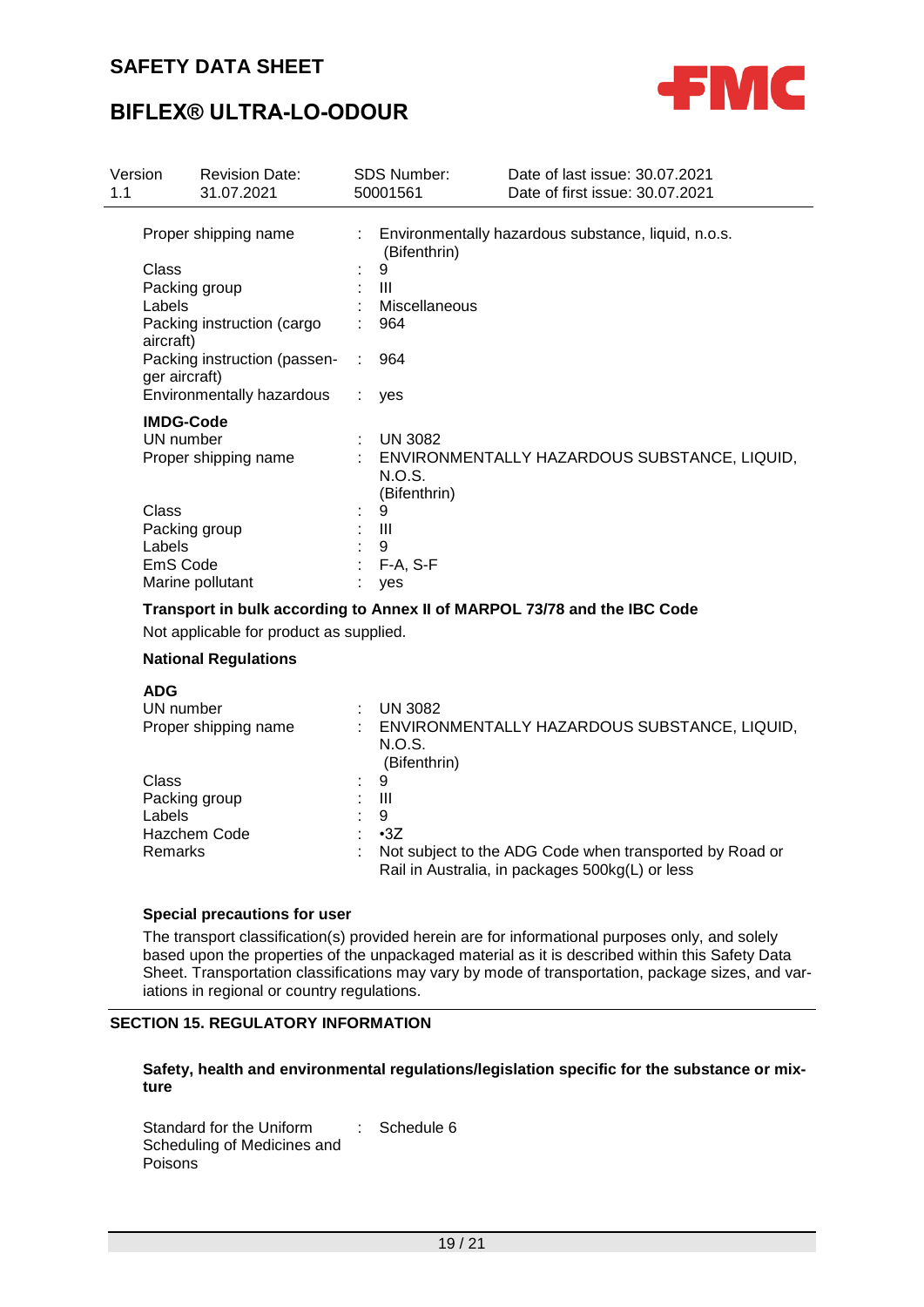| | | |
|---|---|---|
| Proper shipping name | : | Environmentally hazardous substance, liquid, n.o.s. (Bifenthrin) |
| Class | : | 9 |
| Packing group | : | III |
| Labels | : | Miscellaneous |
| Packing instruction (cargo aircraft) | : | 964 |
| Packing instruction (passenger aircraft) | : | 964 |
| Environmentally hazardous | : | yes |

**IMDG-Code**

| | | |
|---|---|---|
| UN number | : | UN 3082 |
| Proper shipping name | : | ENVIRONMENTALLY HAZARDOUS SUBSTANCE, LIQUID, N.O.S. (Bifenthrin) |
| Class | : | 9 |
| Packing group | : | III |
| Labels | : | 9 |
| EmS Code | : | F-A, S-F |
| Marine pollutant | : | yes |

**Transport in bulk according to Annex II of MARPOL 73/78 and the IBC Code**

Not applicable for product as supplied.

**National Regulations**

**ADG**

| | | |
|---|---|---|
| UN number | : | UN 3082 |
| Proper shipping name | : | ENVIRONMENTALLY HAZARDOUS SUBSTANCE, LIQUID, N.O.S. (Bifenthrin) |
| Class | : | 9 |
| Packing group | : | III |
| Labels | : | 9 |
| Hazchem Code | : | •3Z |
| Remarks | : | Not subject to the ADG Code when transported by Road or Rail in Australia, in packages 500kg(L) or less |

**Special precautions for user**

The transport classification(s) provided herein are for informational purposes only, and solely based upon the properties of the unpackaged material as it is described within this Safety Data Sheet. Transportation classifications may vary by mode of transportation, package sizes, and variations in regional or country regulations.

## SECTION 15. REGULATORY INFORMATION

**Safety, health and environmental regulations/legislation specific for the substance or mixture**

| | | |
|---|---|---|
| Standard for the Uniform Scheduling of Medicines and Poisons | : | Schedule 6 |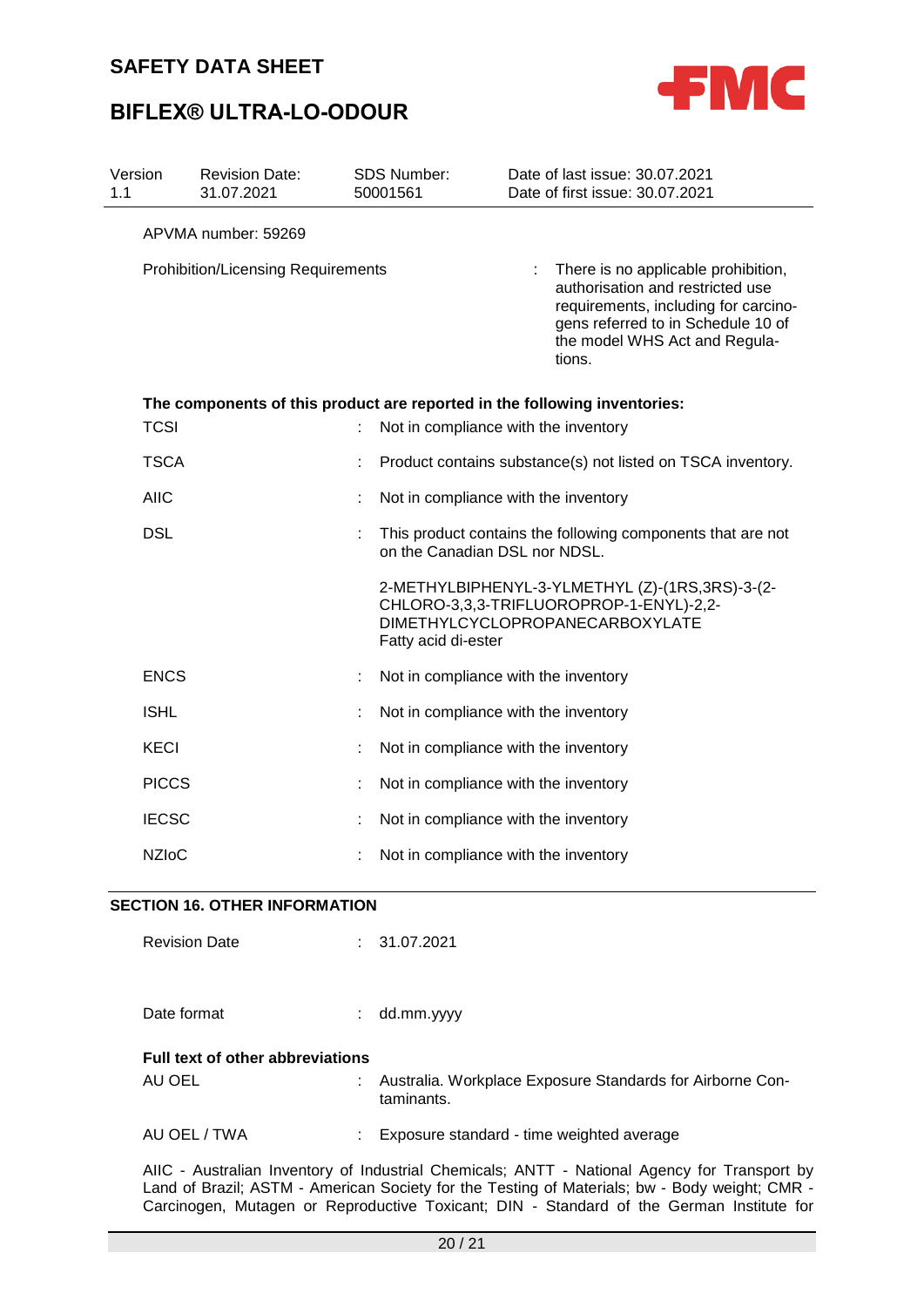APVMA number: 59269

Prohibition/Licensing Requirements : There is no applicable prohibition, authorisation and restricted use requirements, including for carcinogens referred to in Schedule 10 of the model WHS Act and Regulations.

**The components of this product are reported in the following inventories:**

| | | |
|---|---|---|
| TCSI | : | Not in compliance with the inventory |
| TSCA | : | Product contains substance(s) not listed on TSCA inventory. |
| AIIC | : | Not in compliance with the inventory |
| DSL | : | This product contains the following components that are not on the Canadian DSL nor NDSL.<br><br>2-METHYLBIPHENYL-3-YLMETHYL (Z)-(1RS,3RS)-3-(2-CHLORO-3,3,3-TRIFLUOROPROP-1-ENYL)-2,2-DIMETHYLCYCLOPROPANECARBOXYLATE<br>Fatty acid di-ester |
| ENCS | : | Not in compliance with the inventory |
| ISHL | : | Not in compliance with the inventory |
| KECI | : | Not in compliance with the inventory |
| PICCS | : | Not in compliance with the inventory |
| IECSC | : | Not in compliance with the inventory |
| NZIoC | : | Not in compliance with the inventory |

## SECTION 16. OTHER INFORMATION

Revision Date : 31.07.2021

Date format : dd.mm.yyyy

**Full text of other abbreviations**

| | | |
|---|---|---|
| AU OEL | : | Australia. Workplace Exposure Standards for Airborne Contaminants. |
| AU OEL / TWA | : | Exposure standard - time weighted average |

AIIC - Australian Inventory of Industrial Chemicals; ANTT - National Agency for Transport by Land of Brazil; ASTM - American Society for the Testing of Materials; bw - Body weight; CMR - Carcinogen, Mutagen or Reproductive Toxicant; DIN - Standard of the German Institute for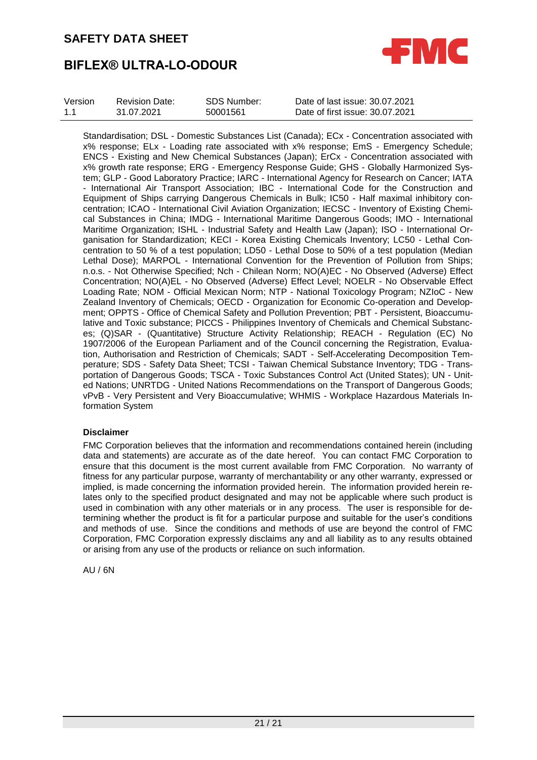Standardisation; DSL - Domestic Substances List (Canada); ECx - Concentration associated with x% response; ELx - Loading rate associated with x% response; EmS - Emergency Schedule; ENCS - Existing and New Chemical Substances (Japan); ErCx - Concentration associated with x% growth rate response; ERG - Emergency Response Guide; GHS - Globally Harmonized System; GLP - Good Laboratory Practice; IARC - International Agency for Research on Cancer; IATA - International Air Transport Association; IBC - International Code for the Construction and Equipment of Ships carrying Dangerous Chemicals in Bulk; IC50 - Half maximal inhibitory concentration; ICAO - International Civil Aviation Organization; IECSC - Inventory of Existing Chemical Substances in China; IMDG - International Maritime Dangerous Goods; IMO - International Maritime Organization; ISHL - Industrial Safety and Health Law (Japan); ISO - International Organisation for Standardization; KECI - Korea Existing Chemicals Inventory; LC50 - Lethal Concentration to 50 % of a test population; LD50 - Lethal Dose to 50% of a test population (Median Lethal Dose); MARPOL - International Convention for the Prevention of Pollution from Ships; n.o.s. - Not Otherwise Specified; Nch - Chilean Norm; NO(A)EC - No Observed (Adverse) Effect Concentration; NO(A)EL - No Observed (Adverse) Effect Level; NOELR - No Observable Effect Loading Rate; NOM - Official Mexican Norm; NTP - National Toxicology Program; NZIoC - New Zealand Inventory of Chemicals; OECD - Organization for Economic Co-operation and Development; OPPTS - Office of Chemical Safety and Pollution Prevention; PBT - Persistent, Bioaccumulative and Toxic substance; PICCS - Philippines Inventory of Chemicals and Chemical Substances; (Q)SAR - (Quantitative) Structure Activity Relationship; REACH - Regulation (EC) No 1907/2006 of the European Parliament and of the Council concerning the Registration, Evaluation, Authorisation and Restriction of Chemicals; SADT - Self-Accelerating Decomposition Temperature; SDS - Safety Data Sheet; TCSI - Taiwan Chemical Substance Inventory; TDG - Transportation of Dangerous Goods; TSCA - Toxic Substances Control Act (United States); UN - United Nations; UNRTDG - United Nations Recommendations on the Transport of Dangerous Goods; vPvB - Very Persistent and Very Bioaccumulative; WHMIS - Workplace Hazardous Materials Information System

**Disclaimer**

FMC Corporation believes that the information and recommendations contained herein (including data and statements) are accurate as of the date hereof. You can contact FMC Corporation to ensure that this document is the most current available from FMC Corporation. No warranty of fitness for any particular purpose, warranty of merchantability or any other warranty, expressed or implied, is made concerning the information provided herein. The information provided herein relates only to the specified product designated and may not be applicable where such product is used in combination with any other materials or in any process. The user is responsible for determining whether the product is fit for a particular purpose and suitable for the user's conditions and methods of use. Since the conditions and methods of use are beyond the control of FMC Corporation, FMC Corporation expressly disclaims any and all liability as to any results obtained or arising from any use of the products or reliance on such information.

AU / 6N